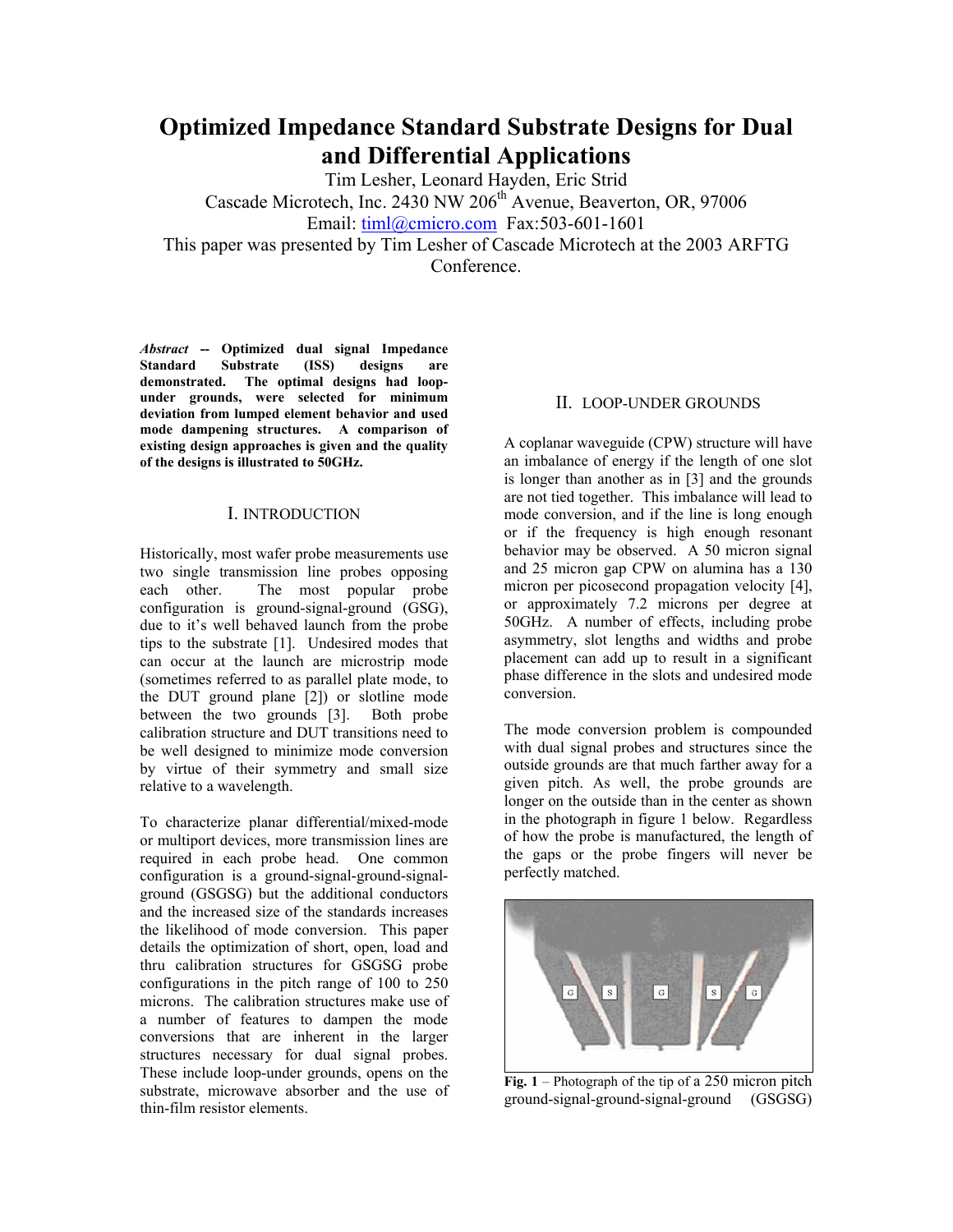# Optimized Impedance Standard Substrate Designs for Dual and Differential Applications

Tim Lesher, Leonard Hayden, Eric Strid

Cascade Microtech, Inc. 2430 NW 206th Avenue, Beaverton, OR, 97006

Email: timl@cmicro.com Fax:503-601-1601

This paper was presented by Tim Lesher of Cascade Microtech at the 2003 ARFTG Conference.

***Abstract* -- Optimized dual signal Impedance Standard Substrate (ISS) designs are demonstrated. The optimal designs had loop-under grounds, were selected for minimum deviation from lumped element behavior and used mode dampening structures. A comparison of existing design approaches is given and the quality of the designs is illustrated to 50GHz.**

## I. INTRODUCTION

Historically, most wafer probe measurements use two single transmission line probes opposing each other. The most popular probe configuration is ground-signal-ground (GSG), due to it's well behaved launch from the probe tips to the substrate [1]. Undesired modes that can occur at the launch are microstrip mode (sometimes referred to as parallel plate mode, to the DUT ground plane [2]) or slotline mode between the two grounds [3]. Both probe calibration structure and DUT transitions need to be well designed to minimize mode conversion by virtue of their symmetry and small size relative to a wavelength.

To characterize planar differential/mixed-mode or multiport devices, more transmission lines are required in each probe head. One common configuration is a ground-signal-ground-signal-ground (GSGSG) but the additional conductors and the increased size of the standards increases the likelihood of mode conversion. This paper details the optimization of short, open, load and thru calibration structures for GSGSG probe configurations in the pitch range of 100 to 250 microns. The calibration structures make use of a number of features to dampen the mode conversions that are inherent in the larger structures necessary for dual signal probes. These include loop-under grounds, opens on the substrate, microwave absorber and the use of thin-film resistor elements.

## II. LOOP-UNDER GROUNDS

A coplanar waveguide (CPW) structure will have an imbalance of energy if the length of one slot is longer than another as in [3] and the grounds are not tied together. This imbalance will lead to mode conversion, and if the line is long enough or if the frequency is high enough resonant behavior may be observed. A 50 micron signal and 25 micron gap CPW on alumina has a 130 micron per picosecond propagation velocity [4], or approximately 7.2 microns per degree at 50GHz. A number of effects, including probe asymmetry, slot lengths and widths and probe placement can add up to result in a significant phase difference in the slots and undesired mode conversion.

The mode conversion problem is compounded with dual signal probes and structures since the outside grounds are that much farther away for a given pitch. As well, the probe grounds are longer on the outside than in the center as shown in the photograph in figure 1 below. Regardless of how the probe is manufactured, the length of the gaps or the probe fingers will never be perfectly matched.

**Fig. 1** – Photograph of the tip of a 250 micron pitch ground-signal-ground-signal-ground (GSGSG)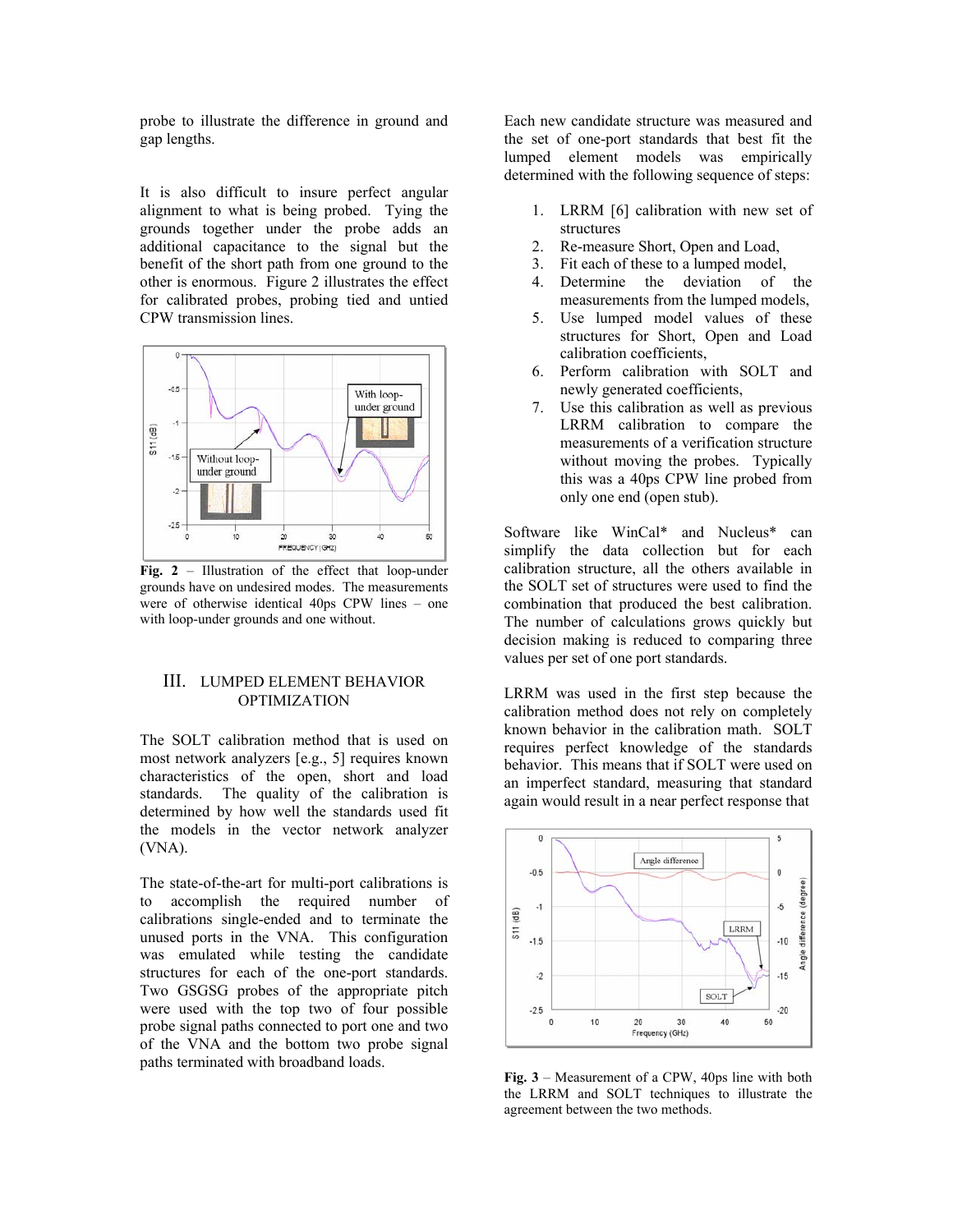probe to illustrate the difference in ground and gap lengths.

It is also difficult to insure perfect angular alignment to what is being probed. Tying the grounds together under the probe adds an additional capacitance to the signal but the benefit of the short path from one ground to the other is enormous. Figure 2 illustrates the effect for calibrated probes, probing tied and untied CPW transmission lines.

**Fig. 2** – Illustration of the effect that loop-under grounds have on undesired modes. The measurements were of otherwise identical 40ps CPW lines – one with loop-under grounds and one without.

## III. LUMPED ELEMENT BEHAVIOR OPTIMIZATION

The SOLT calibration method that is used on most network analyzers [e.g., 5] requires known characteristics of the open, short and load standards. The quality of the calibration is determined by how well the standards used fit the models in the vector network analyzer (VNA).

The state-of-the-art for multi-port calibrations is to accomplish the required number of calibrations single-ended and to terminate the unused ports in the VNA. This configuration was emulated while testing the candidate structures for each of the one-port standards. Two GSGSG probes of the appropriate pitch were used with the top two of four possible probe signal paths connected to port one and two of the VNA and the bottom two probe signal paths terminated with broadband loads.

Each new candidate structure was measured and the set of one-port standards that best fit the lumped element models was empirically determined with the following sequence of steps:

1. LRRM [6] calibration with new set of structures
2. Re-measure Short, Open and Load,
3. Fit each of these to a lumped model,
4. Determine the deviation of the measurements from the lumped models,
5. Use lumped model values of these structures for Short, Open and Load calibration coefficients,
6. Perform calibration with SOLT and newly generated coefficients,
7. Use this calibration as well as previous LRRM calibration to compare the measurements of a verification structure without moving the probes. Typically this was a 40ps CPW line probed from only one end (open stub).

Software like WinCal* and Nucleus* can simplify the data collection but for each calibration structure, all the others available in the SOLT set of structures were used to find the combination that produced the best calibration. The number of calculations grows quickly but decision making is reduced to comparing three values per set of one port standards.

LRRM was used in the first step because the calibration method does not rely on completely known behavior in the calibration math. SOLT requires perfect knowledge of the standards behavior. This means that if SOLT were used on an imperfect standard, measuring that standard again would result in a near perfect response that

**Fig. 3** – Measurement of a CPW, 40ps line with both the LRRM and SOLT techniques to illustrate the agreement between the two methods.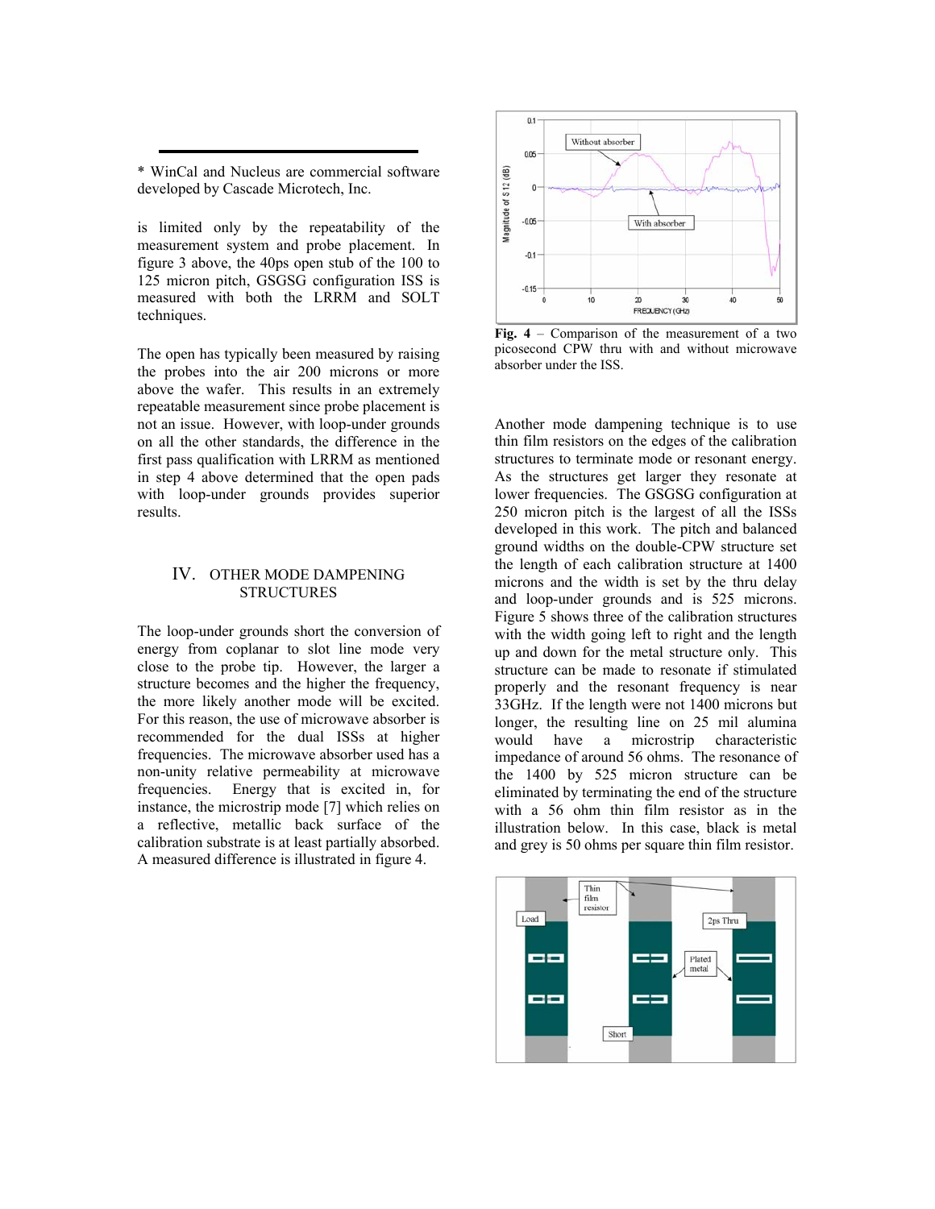* WinCal and Nucleus are commercial software developed by Cascade Microtech, Inc.

is limited only by the repeatability of the measurement system and probe placement. In figure 3 above, the 40ps open stub of the 100 to 125 micron pitch, GSGSG configuration ISS is measured with both the LRRM and SOLT techniques.

The open has typically been measured by raising the probes into the air 200 microns or more above the wafer. This results in an extremely repeatable measurement since probe placement is not an issue. However, with loop-under grounds on all the other standards, the difference in the first pass qualification with LRRM as mentioned in step 4 above determined that the open pads with loop-under grounds provides superior results.

## IV. OTHER MODE DAMPENING STRUCTURES

The loop-under grounds short the conversion of energy from coplanar to slot line mode very close to the probe tip. However, the larger a structure becomes and the higher the frequency, the more likely another mode will be excited. For this reason, the use of microwave absorber is recommended for the dual ISSs at higher frequencies. The microwave absorber used has a non-unity relative permeability at microwave frequencies. Energy that is excited in, for instance, the microstrip mode [7] which relies on a reflective, metallic back surface of the calibration substrate is at least partially absorbed. A measured difference is illustrated in figure 4.

**Fig. 4** – Comparison of the measurement of a two picosecond CPW thru with and without microwave absorber under the ISS.

Another mode dampening technique is to use thin film resistors on the edges of the calibration structures to terminate mode or resonant energy. As the structures get larger they resonate at lower frequencies. The GSGSG configuration at 250 micron pitch is the largest of all the ISSs developed in this work. The pitch and balanced ground widths on the double-CPW structure set the length of each calibration structure at 1400 microns and the width is set by the thru delay and loop-under grounds and is 525 microns. Figure 5 shows three of the calibration structures with the width going left to right and the length up and down for the metal structure only. This structure can be made to resonate if stimulated properly and the resonant frequency is near 33GHz. If the length were not 1400 microns but longer, the resulting line on 25 mil alumina would have a microstrip characteristic impedance of around 56 ohms. The resonance of the 1400 by 525 micron structure can be eliminated by terminating the end of the structure with a 56 ohm thin film resistor as in the illustration below. In this case, black is metal and grey is 50 ohms per square thin film resistor.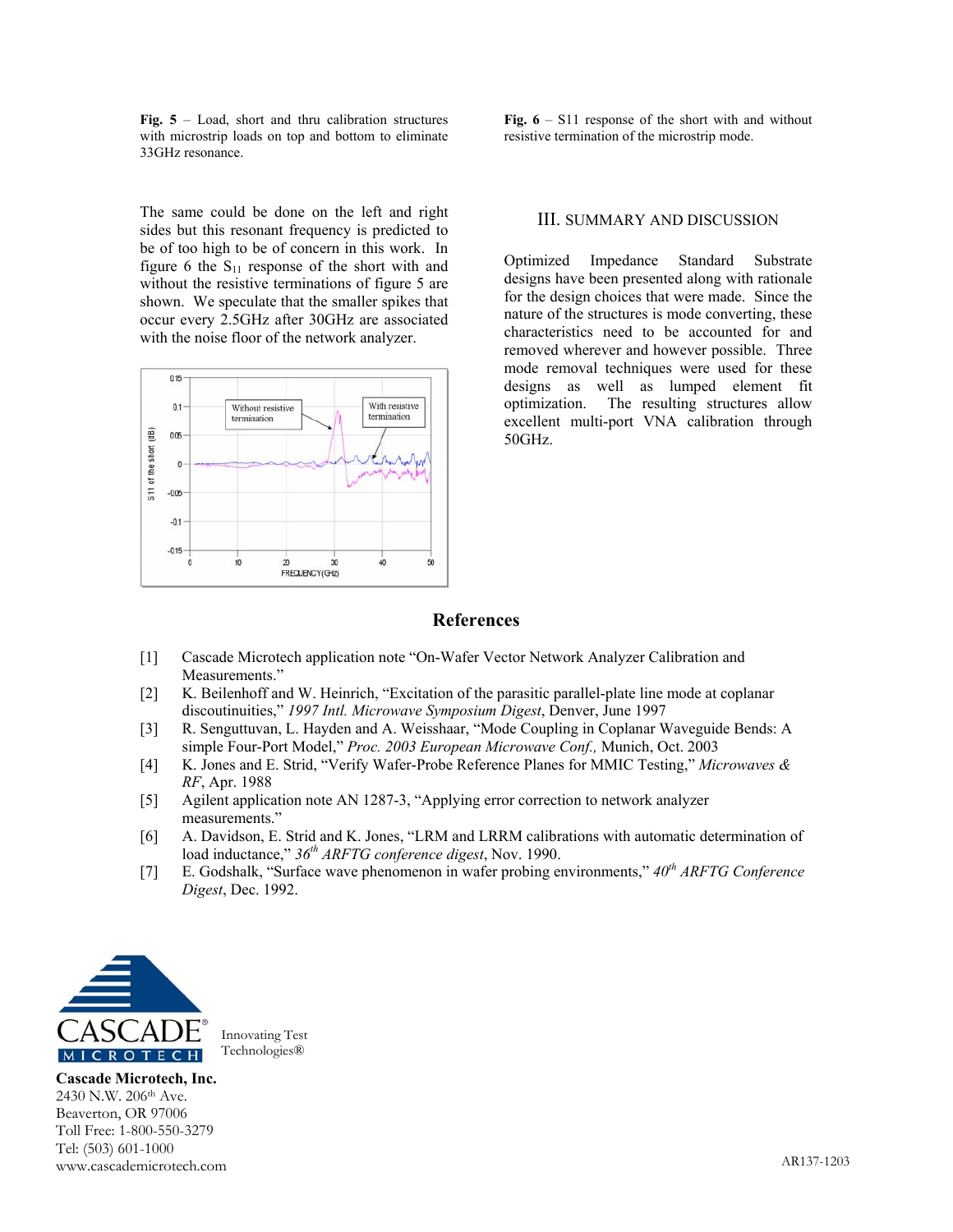**Fig. 5** – Load, short and thru calibration structures with microstrip loads on top and bottom to eliminate 33GHz resonance.

**Fig. 6** – S11 response of the short with and without resistive termination of the microstrip mode.

The same could be done on the left and right sides but this resonant frequency is predicted to be of too high to be of concern in this work. In figure 6 the $S_{11}$ response of the short with and without the resistive terminations of figure 5 are shown. We speculate that the smaller spikes that occur every 2.5GHz after 30GHz are associated with the noise floor of the network analyzer.

0.15
0.1
0.05
0
-0.05
-0.1
-0.15
S 11 of the short (dB)
0
10
20
30
40
50
FREQUENCY(GHz)
Without resistive termination
With resistive termination

## III. SUMMARY AND DISCUSSION

Optimized Impedance Standard Substrate designs have been presented along with rationale for the design choices that were made. Since the nature of the structures is mode converting, these characteristics need to be accounted for and removed wherever and however possible. Three mode removal techniques were used for these designs as well as lumped element fit optimization. The resulting structures allow excellent multi-port VNA calibration through 50GHz.

## References

[1] Cascade Microtech application note "On-Wafer Vector Network Analyzer Calibration and Measurements."

[2] K. Beilenhoff and W. Heinrich, "Excitation of the parasitic parallel-plate line mode at coplanar discoutinuities," *1997 Intl. Microwave Symposium Digest*, Denver, June 1997

[3] R. Senguttuvan, L. Hayden and A. Weisshaar, "Mode Coupling in Coplanar Waveguide Bends: A simple Four-Port Model," *Proc. 2003 European Microwave Conf.,* Munich, Oct. 2003

[4] K. Jones and E. Strid, "Verify Wafer-Probe Reference Planes for MMIC Testing," *Microwaves & RF*, Apr. 1988

[5] Agilent application note AN 1287-3, "Applying error correction to network analyzer measurements."

[6] A. Davidson, E. Strid and K. Jones, "LRM and LRRM calibrations with automatic determination of load inductance," *36th ARFTG conference digest*, Nov. 1990.

[7] E. Godshalk, "Surface wave phenomenon in wafer probing environments," *40th ARFTG Conference Digest*, Dec. 1992.

CASCADE® MICROTECH

Innovating Test Technologies®

**Cascade Microtech, Inc.**
2430 N.W. 206th Ave.
Beaverton, OR 97006
Toll Free: 1-800-550-3279
Tel: (503) 601-1000
www.cascademicrotech.com

AR137-1203